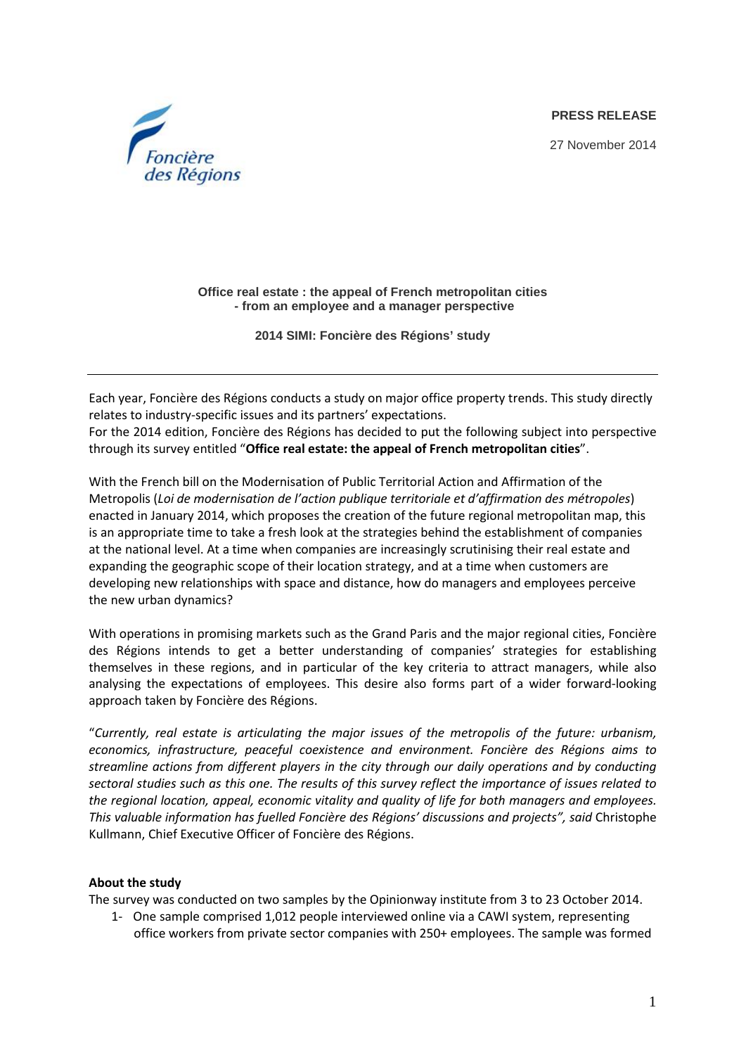Foncière des Régions

**PRESS RELEASE**

27 November 2014

**Office real estate : the appeal of French metropolitan cities - from an employee and a manager perspective**

**2014 SIMI: Foncière des Régions' study**

---

Each year, Foncière des Régions conducts a study on major office property trends. This study directly relates to industry-specific issues and its partners' expectations.
For the 2014 edition, Foncière des Régions has decided to put the following subject into perspective through its survey entitled "**Office real estate: the appeal of French metropolitan cities**".

With the French bill on the Modernisation of Public Territorial Action and Affirmation of the Metropolis (*Loi de modernisation de l'action publique territoriale et d'affirmation des métropoles*) enacted in January 2014, which proposes the creation of the future regional metropolitan map, this is an appropriate time to take a fresh look at the strategies behind the establishment of companies at the national level. At a time when companies are increasingly scrutinising their real estate and expanding the geographic scope of their location strategy, and at a time when customers are developing new relationships with space and distance, how do managers and employees perceive the new urban dynamics?

With operations in promising markets such as the Grand Paris and the major regional cities, Foncière des Régions intends to get a better understanding of companies' strategies for establishing themselves in these regions, and in particular of the key criteria to attract managers, while also analysing the expectations of employees. This desire also forms part of a wider forward-looking approach taken by Foncière des Régions.

"*Currently, real estate is articulating the major issues of the metropolis of the future: urbanism, economics, infrastructure, peaceful coexistence and environment. Foncière des Régions aims to streamline actions from different players in the city through our daily operations and by conducting sectoral studies such as this one. The results of this survey reflect the importance of issues related to the regional location, appeal, economic vitality and quality of life for both managers and employees. This valuable information has fuelled Foncière des Régions' discussions and projects", said* Christophe Kullmann, Chief Executive Officer of Foncière des Régions.

**About the study**

The survey was conducted on two samples by the Opinionway institute from 3 to 23 October 2014.

1- One sample comprised 1,012 people interviewed online via a CAWI system, representing office workers from private sector companies with 250+ employees. The sample was formed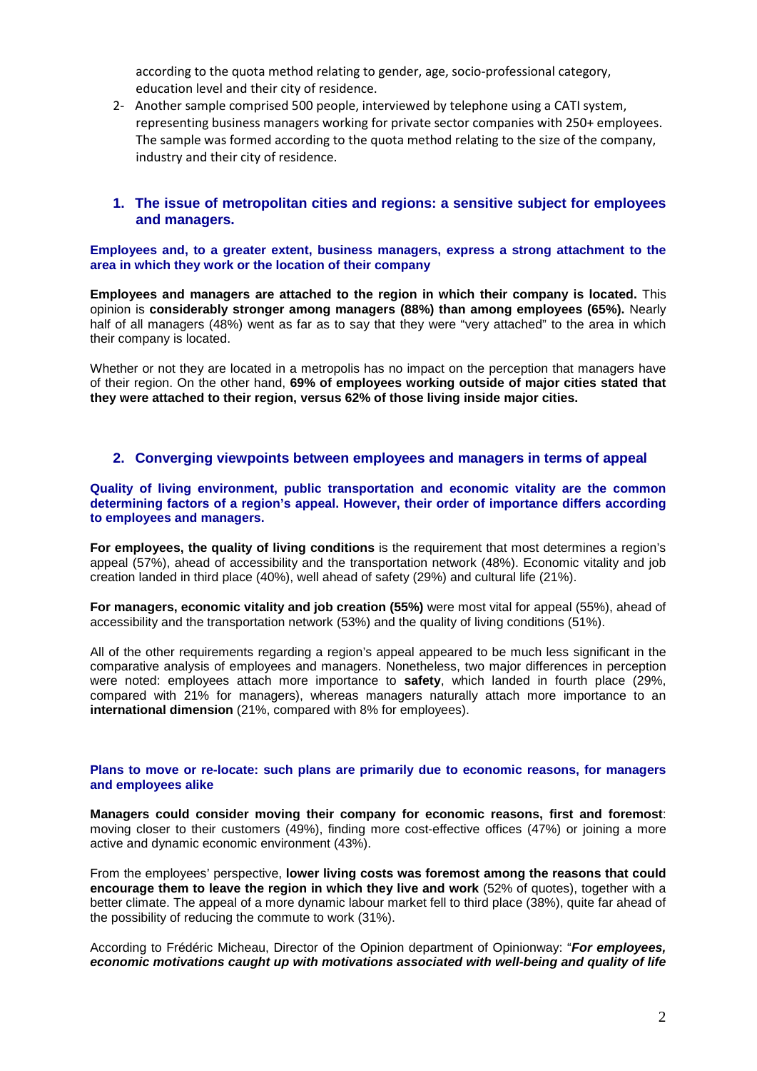according to the quota method relating to gender, age, socio-professional category, education level and their city of residence.

2- Another sample comprised 500 people, interviewed by telephone using a CATI system, representing business managers working for private sector companies with 250+ employees. The sample was formed according to the quota method relating to the size of the company, industry and their city of residence.

## 1. The issue of metropolitan cities and regions: a sensitive subject for employees and managers.

### Employees and, to a greater extent, business managers, express a strong attachment to the area in which they work or the location of their company

**Employees and managers are attached to the region in which their company is located.** This opinion is **considerably stronger among managers (88%) than among employees (65%).** Nearly half of all managers (48%) went as far as to say that they were "very attached" to the area in which their company is located.

Whether or not they are located in a metropolis has no impact on the perception that managers have of their region. On the other hand, **69% of employees working outside of major cities stated that they were attached to their region, versus 62% of those living inside major cities.**

## 2. Converging viewpoints between employees and managers in terms of appeal

### Quality of living environment, public transportation and economic vitality are the common determining factors of a region's appeal. However, their order of importance differs according to employees and managers.

**For employees, the quality of living conditions** is the requirement that most determines a region's appeal (57%), ahead of accessibility and the transportation network (48%). Economic vitality and job creation landed in third place (40%), well ahead of safety (29%) and cultural life (21%).

**For managers, economic vitality and job creation (55%)** were most vital for appeal (55%), ahead of accessibility and the transportation network (53%) and the quality of living conditions (51%).

All of the other requirements regarding a region's appeal appeared to be much less significant in the comparative analysis of employees and managers. Nonetheless, two major differences in perception were noted: employees attach more importance to **safety**, which landed in fourth place (29%, compared with 21% for managers), whereas managers naturally attach more importance to an **international dimension** (21%, compared with 8% for employees).

### Plans to move or re-locate: such plans are primarily due to economic reasons, for managers and employees alike

**Managers could consider moving their company for economic reasons, first and foremost**: moving closer to their customers (49%), finding more cost-effective offices (47%) or joining a more active and dynamic economic environment (43%).

From the employees' perspective, **lower living costs was foremost among the reasons that could encourage them to leave the region in which they live and work** (52% of quotes), together with a better climate. The appeal of a more dynamic labour market fell to third place (38%), quite far ahead of the possibility of reducing the commute to work (31%).

According to Frédéric Micheau, Director of the Opinion department of Opinionway: "***For employees, economic motivations caught up with motivations associated with well-being and quality of life***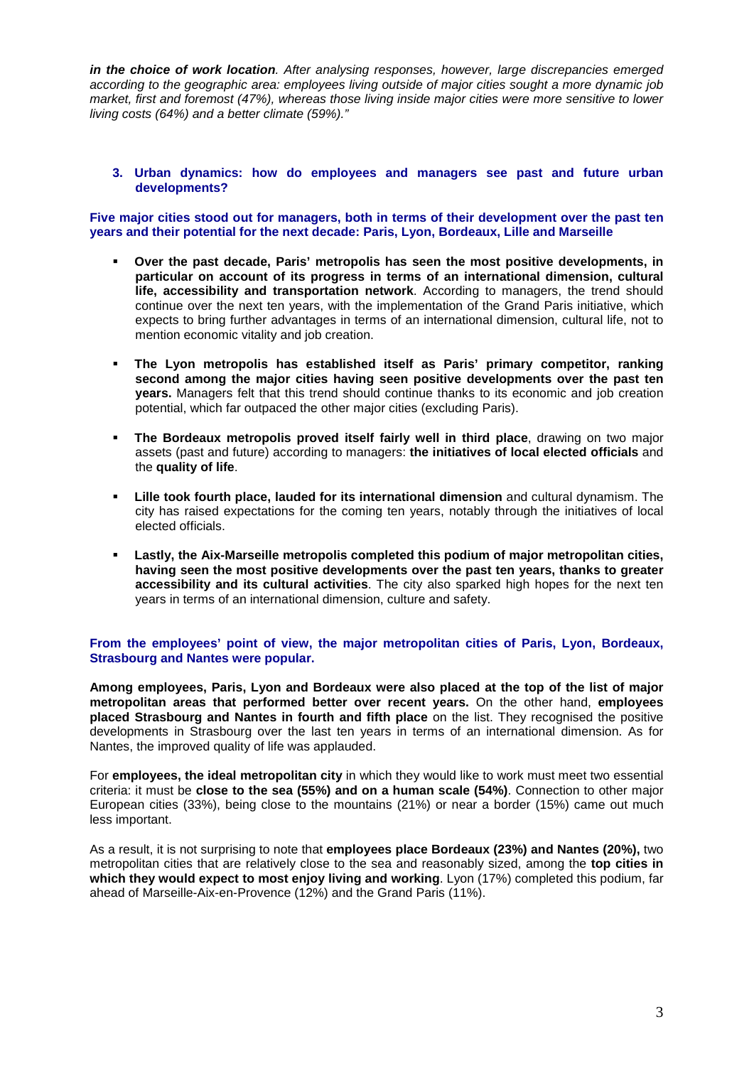***in the choice of work location**. After analysing responses, however, large discrepancies emerged according to the geographic area: employees living outside of major cities sought a more dynamic job market, first and foremost (47%), whereas those living inside major cities were more sensitive to lower living costs (64%) and a better climate (59%)."*

### 3. Urban dynamics: how do employees and managers see past and future urban developments?

**Five major cities stood out for managers, both in terms of their development over the past ten years and their potential for the next decade: Paris, Lyon, Bordeaux, Lille and Marseille**

- **Over the past decade, Paris' metropolis has seen the most positive developments, in particular on account of its progress in terms of an international dimension, cultural life, accessibility and transportation network**. According to managers, the trend should continue over the next ten years, with the implementation of the Grand Paris initiative, which expects to bring further advantages in terms of an international dimension, cultural life, not to mention economic vitality and job creation.
- **The Lyon metropolis has established itself as Paris' primary competitor, ranking second among the major cities having seen positive developments over the past ten years.** Managers felt that this trend should continue thanks to its economic and job creation potential, which far outpaced the other major cities (excluding Paris).
- **The Bordeaux metropolis proved itself fairly well in third place**, drawing on two major assets (past and future) according to managers: **the initiatives of local elected officials** and the **quality of life**.
- **Lille took fourth place, lauded for its international dimension** and cultural dynamism. The city has raised expectations for the coming ten years, notably through the initiatives of local elected officials.
- **Lastly, the Aix-Marseille metropolis completed this podium of major metropolitan cities, having seen the most positive developments over the past ten years, thanks to greater accessibility and its cultural activities**. The city also sparked high hopes for the next ten years in terms of an international dimension, culture and safety.

**From the employees' point of view, the major metropolitan cities of Paris, Lyon, Bordeaux, Strasbourg and Nantes were popular.**

**Among employees, Paris, Lyon and Bordeaux were also placed at the top of the list of major metropolitan areas that performed better over recent years.** On the other hand, **employees placed Strasbourg and Nantes in fourth and fifth place** on the list. They recognised the positive developments in Strasbourg over the last ten years in terms of an international dimension. As for Nantes, the improved quality of life was applauded.

For **employees, the ideal metropolitan city** in which they would like to work must meet two essential criteria: it must be **close to the sea (55%) and on a human scale (54%)**. Connection to other major European cities (33%), being close to the mountains (21%) or near a border (15%) came out much less important.

As a result, it is not surprising to note that **employees place Bordeaux (23%) and Nantes (20%),** two metropolitan cities that are relatively close to the sea and reasonably sized, among the **top cities in which they would expect to most enjoy living and working**. Lyon (17%) completed this podium, far ahead of Marseille-Aix-en-Provence (12%) and the Grand Paris (11%).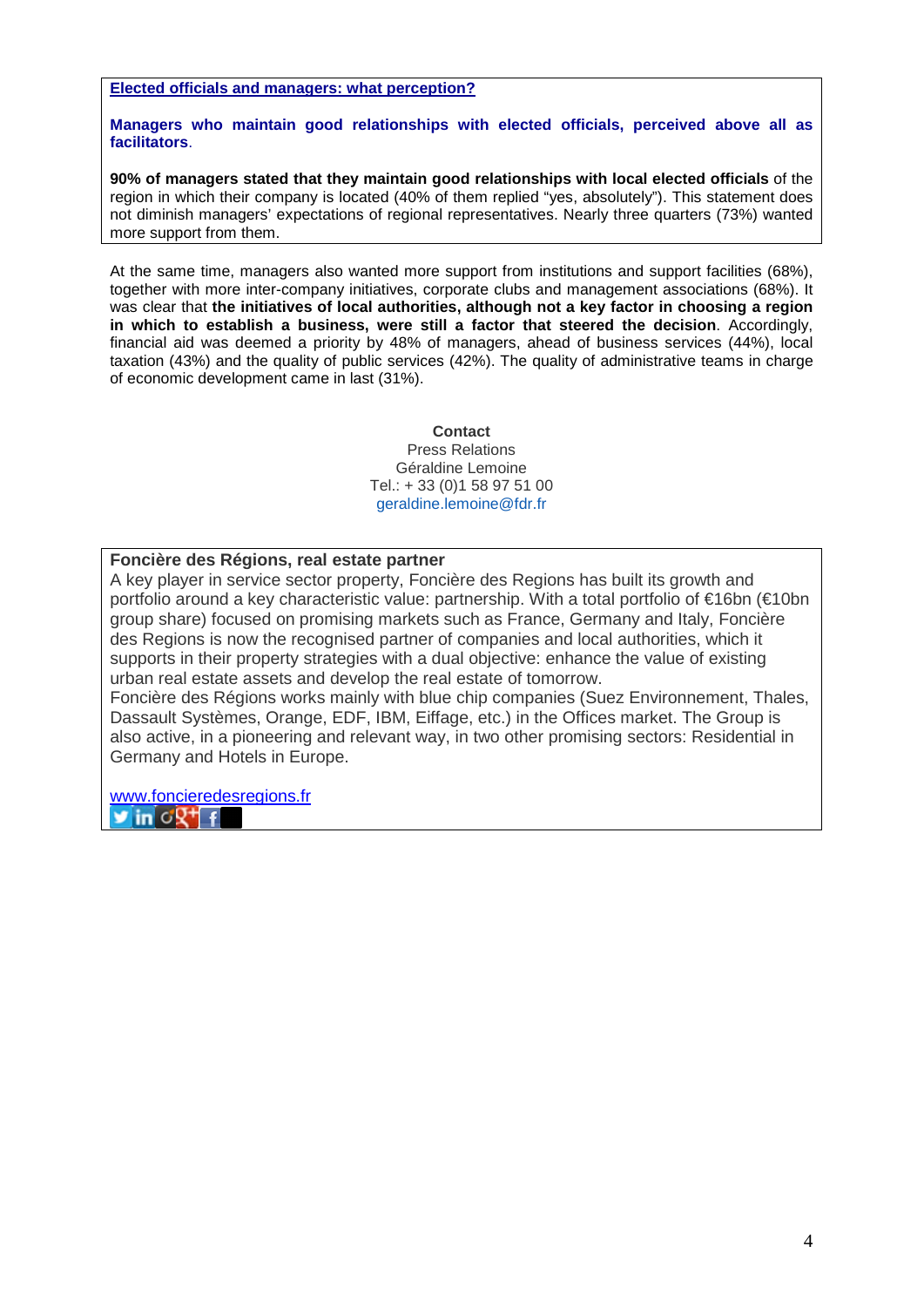**Elected officials and managers: what perception?**

**Managers who maintain good relationships with elected officials, perceived above all as facilitators.**

**90% of managers stated that they maintain good relationships with local elected officials** of the region in which their company is located (40% of them replied "yes, absolutely"). This statement does not diminish managers' expectations of regional representatives. Nearly three quarters (73%) wanted more support from them.

At the same time, managers also wanted more support from institutions and support facilities (68%), together with more inter-company initiatives, corporate clubs and management associations (68%). It was clear that **the initiatives of local authorities, although not a key factor in choosing a region in which to establish a business, were still a factor that steered the decision**. Accordingly, financial aid was deemed a priority by 48% of managers, ahead of business services (44%), local taxation (43%) and the quality of public services (42%). The quality of administrative teams in charge of economic development came in last (31%).

**Contact**
Press Relations
Géraldine Lemoine
Tel.: + 33 (0)1 58 97 51 00
geraldine.lemoine@fdr.fr

**Foncière des Régions, real estate partner**

A key player in service sector property, Foncière des Regions has built its growth and portfolio around a key characteristic value: partnership. With a total portfolio of €16bn (€10bn group share) focused on promising markets such as France, Germany and Italy, Foncière des Regions is now the recognised partner of companies and local authorities, which it supports in their property strategies with a dual objective: enhance the value of existing urban real estate assets and develop the real estate of tomorrow.

Foncière des Régions works mainly with blue chip companies (Suez Environnement, Thales, Dassault Systèmes, Orange, EDF, IBM, Eiffage, etc.) in the Offices market. The Group is also active, in a pioneering and relevant way, in two other promising sectors: Residential in Germany and Hotels in Europe.

www.foncieredesregions.fr